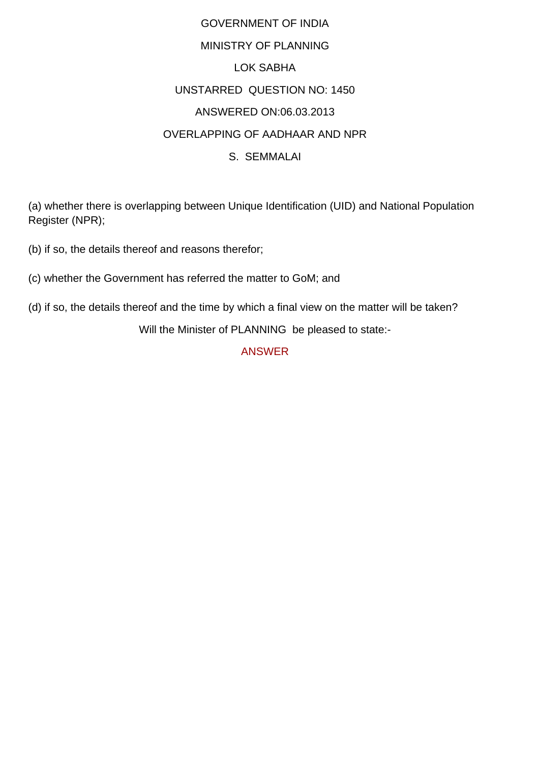GOVERNMENT OF INDIA

MINISTRY OF PLANNING

LOK SABHA

UNSTARRED QUESTION NO: 1450

ANSWERED ON:06.03.2013

OVERLAPPING OF AADHAAR AND NPR

S. SEMMALAI

(a) whether there is overlapping between Unique Identification (UID) and National Population Register (NPR);

(b) if so, the details thereof and reasons therefor;

(c) whether the Government has referred the matter to GoM; and

(d) if so, the details thereof and the time by which a final view on the matter will be taken?

Will the Minister of PLANNING be pleased to state:-

ANSWER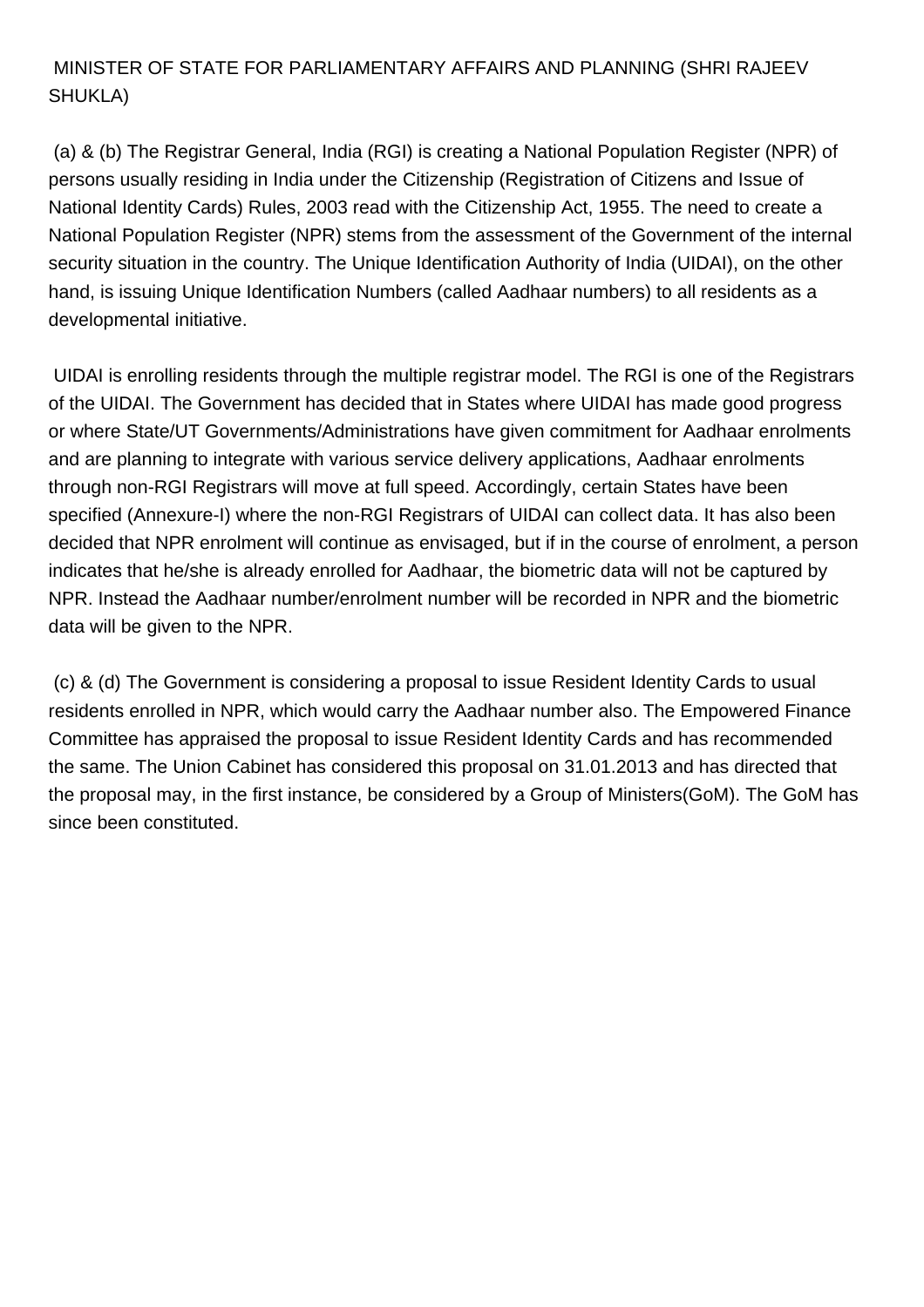MINISTER OF STATE FOR PARLIAMENTARY AFFAIRS AND PLANNING (SHRI RAJEEV SHUKLA)

(a) & (b) The Registrar General, India (RGI) is creating a National Population Register (NPR) of persons usually residing in India under the Citizenship (Registration of Citizens and Issue of National Identity Cards) Rules, 2003 read with the Citizenship Act, 1955. The need to create a National Population Register (NPR) stems from the assessment of the Government of the internal security situation in the country. The Unique Identification Authority of India (UIDAI), on the other hand, is issuing Unique Identification Numbers (called Aadhaar numbers) to all residents as a developmental initiative.

UIDAI is enrolling residents through the multiple registrar model. The RGI is one of the Registrars of the UIDAI. The Government has decided that in States where UIDAI has made good progress or where State/UT Governments/Administrations have given commitment for Aadhaar enrolments and are planning to integrate with various service delivery applications, Aadhaar enrolments through non-RGI Registrars will move at full speed. Accordingly, certain States have been specified (Annexure-I) where the non-RGI Registrars of UIDAI can collect data. It has also been decided that NPR enrolment will continue as envisaged, but if in the course of enrolment, a person indicates that he/she is already enrolled for Aadhaar, the biometric data will not be captured by NPR. Instead the Aadhaar number/enrolment number will be recorded in NPR and the biometric data will be given to the NPR.

(c) & (d) The Government is considering a proposal to issue Resident Identity Cards to usual residents enrolled in NPR, which would carry the Aadhaar number also. The Empowered Finance Committee has appraised the proposal to issue Resident Identity Cards and has recommended the same. The Union Cabinet has considered this proposal on 31.01.2013 and has directed that the proposal may, in the first instance, be considered by a Group of Ministers(GoM). The GoM has since been constituted.